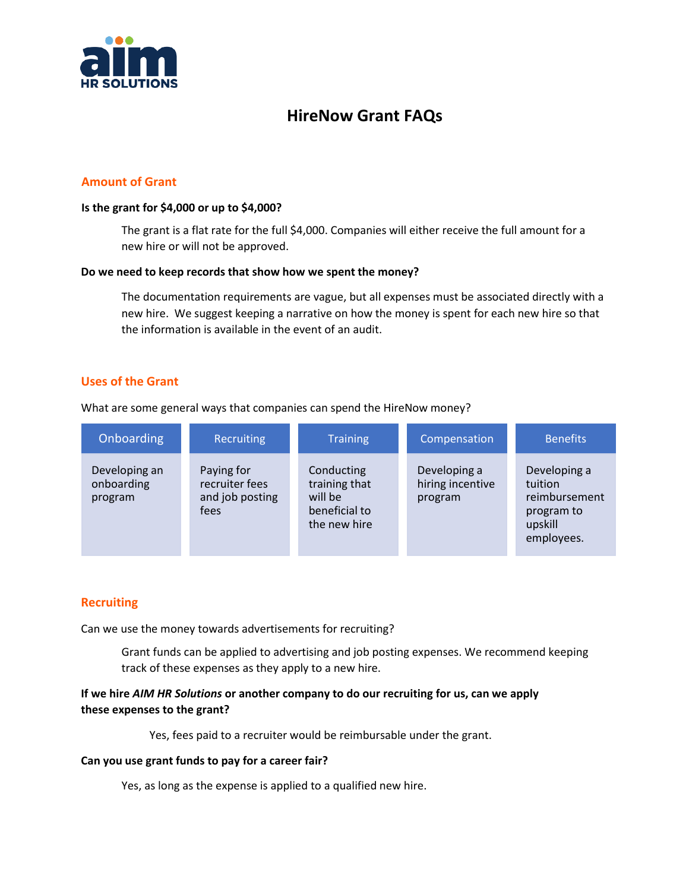AIM HR SOLUTIONS

# HireNow Grant FAQs

## Amount of Grant

**Is the grant for $4,000 or up to $4,000?**

The grant is a flat rate for the full $4,000. Companies will either receive the full amount for a new hire or will not be approved.

**Do we need to keep records that show how we spent the money?**

The documentation requirements are vague, but all expenses must be associated directly with a new hire. We suggest keeping a narrative on how the money is spent for each new hire so that the information is available in the event of an audit.

## Uses of the Grant

What are some general ways that companies can spend the HireNow money?

| Onboarding | Recruiting | Training | Compensation | Benefits |
|---|---|---|---|---|
| Developing an onboarding program | Paying for recruiter fees and job posting fees | Conducting training that will be beneficial to the new hire | Developing a hiring incentive program | Developing a tuition reimbursement program to upskill employees. |

## Recruiting

Can we use the money towards advertisements for recruiting?

Grant funds can be applied to advertising and job posting expenses. We recommend keeping track of these expenses as they apply to a new hire.

**If we hire *AIM HR Solutions* or another company to do our recruiting for us, can we apply these expenses to the grant?**

Yes, fees paid to a recruiter would be reimbursable under the grant.

**Can you use grant funds to pay for a career fair?**

Yes, as long as the expense is applied to a qualified new hire.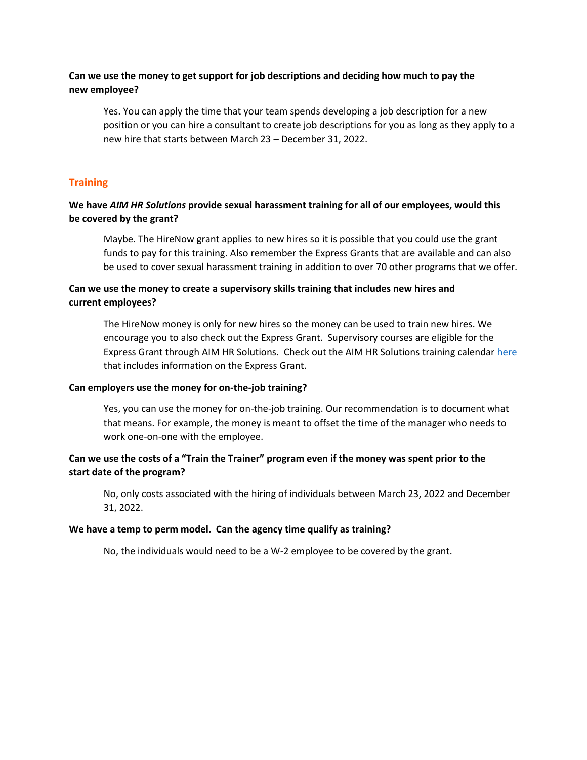**Can we use the money to get support for job descriptions and deciding how much to pay the new employee?**

Yes. You can apply the time that your team spends developing a job description for a new position or you can hire a consultant to create job descriptions for you as long as they apply to a new hire that starts between March 23 – December 31, 2022.

## Training

**We have *AIM HR Solutions* provide sexual harassment training for all of our employees, would this be covered by the grant?**

Maybe. The HireNow grant applies to new hires so it is possible that you could use the grant funds to pay for this training. Also remember the Express Grants that are available and can also be used to cover sexual harassment training in addition to over 70 other programs that we offer.

**Can we use the money to create a supervisory skills training that includes new hires and current employees?**

The HireNow money is only for new hires so the money can be used to train new hires. We encourage you to also check out the Express Grant. Supervisory courses are eligible for the Express Grant through AIM HR Solutions. Check out the AIM HR Solutions training calendar here that includes information on the Express Grant.

**Can employers use the money for on-the-job training?**

Yes, you can use the money for on-the-job training. Our recommendation is to document what that means. For example, the money is meant to offset the time of the manager who needs to work one-on-one with the employee.

**Can we use the costs of a "Train the Trainer" program even if the money was spent prior to the start date of the program?**

No, only costs associated with the hiring of individuals between March 23, 2022 and December 31, 2022.

**We have a temp to perm model. Can the agency time qualify as training?**

No, the individuals would need to be a W-2 employee to be covered by the grant.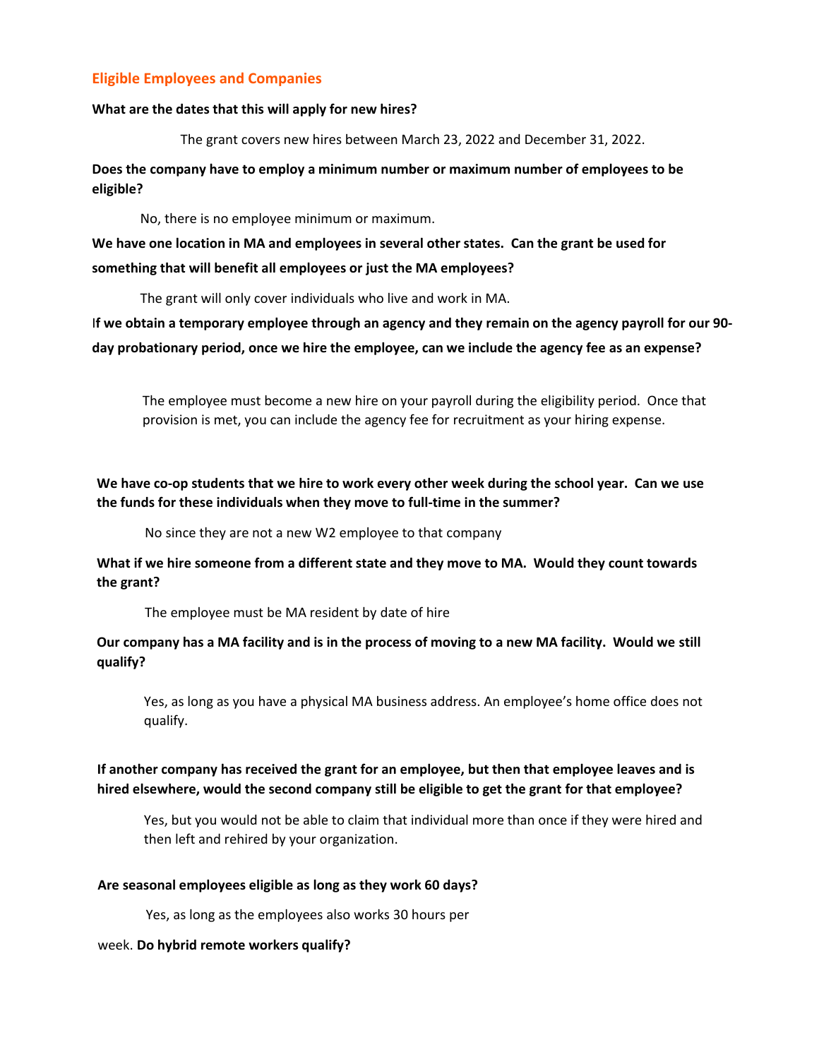## Eligible Employees and Companies

**What are the dates that this will apply for new hires?**

The grant covers new hires between March 23, 2022 and December 31, 2022.

**Does the company have to employ a minimum number or maximum number of employees to be eligible?**

No, there is no employee minimum or maximum.

**We have one location in MA and employees in several other states. Can the grant be used for something that will benefit all employees or just the MA employees?**

The grant will only cover individuals who live and work in MA.

I**f we obtain a temporary employee through an agency and they remain on the agency payroll for our 90-day probationary period, once we hire the employee, can we include the agency fee as an expense?**

The employee must become a new hire on your payroll during the eligibility period. Once that provision is met, you can include the agency fee for recruitment as your hiring expense.

**We have co-op students that we hire to work every other week during the school year. Can we use the funds for these individuals when they move to full-time in the summer?**

No since they are not a new W2 employee to that company

**What if we hire someone from a different state and they move to MA. Would they count towards the grant?**

The employee must be MA resident by date of hire

**Our company has a MA facility and is in the process of moving to a new MA facility. Would we still qualify?**

Yes, as long as you have a physical MA business address. An employee's home office does not qualify.

**If another company has received the grant for an employee, but then that employee leaves and is hired elsewhere, would the second company still be eligible to get the grant for that employee?**

Yes, but you would not be able to claim that individual more than once if they were hired and then left and rehired by your organization.

**Are seasonal employees eligible as long as they work 60 days?**

Yes, as long as the employees also works 30 hours per week.

**Do hybrid remote workers qualify?**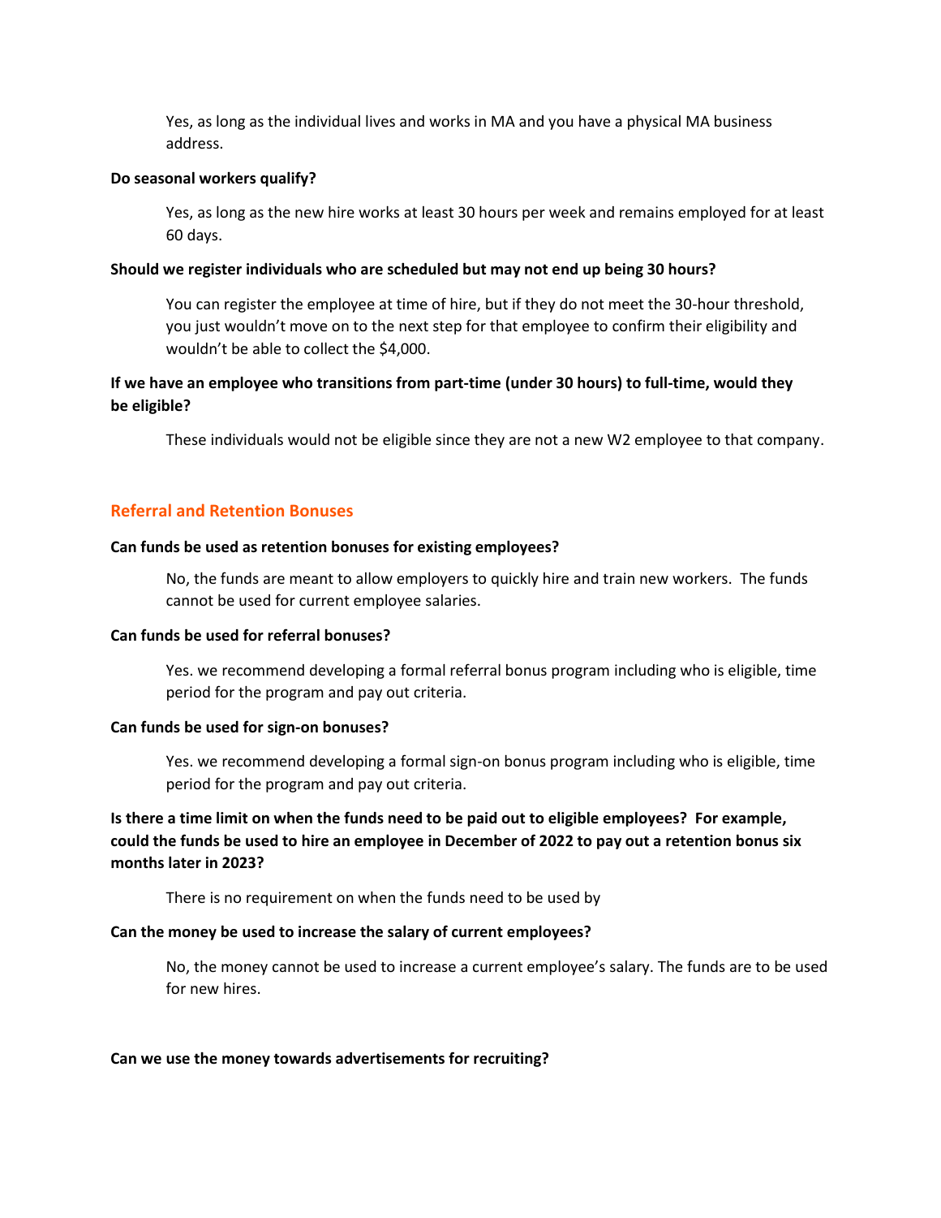Yes, as long as the individual lives and works in MA and you have a physical MA business address.

**Do seasonal workers qualify?**

Yes, as long as the new hire works at least 30 hours per week and remains employed for at least 60 days.

**Should we register individuals who are scheduled but may not end up being 30 hours?**

You can register the employee at time of hire, but if they do not meet the 30-hour threshold, you just wouldn't move on to the next step for that employee to confirm their eligibility and wouldn't be able to collect the $4,000.

**If we have an employee who transitions from part-time (under 30 hours) to full-time, would they be eligible?**

These individuals would not be eligible since they are not a new W2 employee to that company.

## Referral and Retention Bonuses

**Can funds be used as retention bonuses for existing employees?**

No, the funds are meant to allow employers to quickly hire and train new workers. The funds cannot be used for current employee salaries.

**Can funds be used for referral bonuses?**

Yes. we recommend developing a formal referral bonus program including who is eligible, time period for the program and pay out criteria.

**Can funds be used for sign-on bonuses?**

Yes. we recommend developing a formal sign-on bonus program including who is eligible, time period for the program and pay out criteria.

**Is there a time limit on when the funds need to be paid out to eligible employees? For example, could the funds be used to hire an employee in December of 2022 to pay out a retention bonus six months later in 2023?**

There is no requirement on when the funds need to be used by

**Can the money be used to increase the salary of current employees?**

No, the money cannot be used to increase a current employee's salary. The funds are to be used for new hires.

**Can we use the money towards advertisements for recruiting?**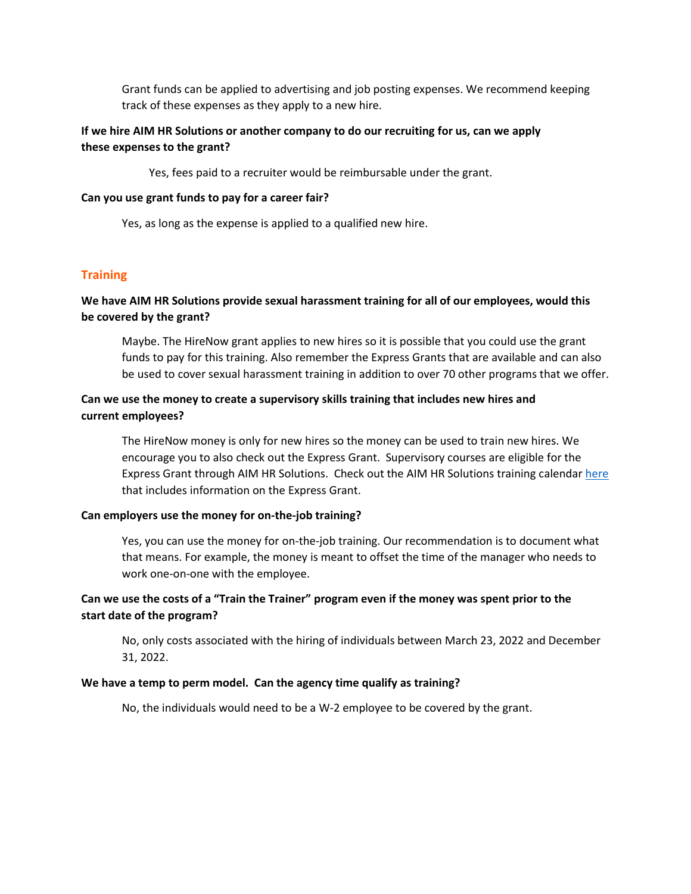Grant funds can be applied to advertising and job posting expenses. We recommend keeping track of these expenses as they apply to a new hire.

**If we hire AIM HR Solutions or another company to do our recruiting for us, can we apply these expenses to the grant?**

Yes, fees paid to a recruiter would be reimbursable under the grant.

**Can you use grant funds to pay for a career fair?**

Yes, as long as the expense is applied to a qualified new hire.

## Training

**We have AIM HR Solutions provide sexual harassment training for all of our employees, would this be covered by the grant?**

Maybe. The HireNow grant applies to new hires so it is possible that you could use the grant funds to pay for this training. Also remember the Express Grants that are available and can also be used to cover sexual harassment training in addition to over 70 other programs that we offer.

**Can we use the money to create a supervisory skills training that includes new hires and current employees?**

The HireNow money is only for new hires so the money can be used to train new hires. We encourage you to also check out the Express Grant. Supervisory courses are eligible for the Express Grant through AIM HR Solutions. Check out the AIM HR Solutions training calendar here that includes information on the Express Grant.

**Can employers use the money for on-the-job training?**

Yes, you can use the money for on-the-job training. Our recommendation is to document what that means. For example, the money is meant to offset the time of the manager who needs to work one-on-one with the employee.

**Can we use the costs of a "Train the Trainer" program even if the money was spent prior to the start date of the program?**

No, only costs associated with the hiring of individuals between March 23, 2022 and December 31, 2022.

**We have a temp to perm model. Can the agency time qualify as training?**

No, the individuals would need to be a W-2 employee to be covered by the grant.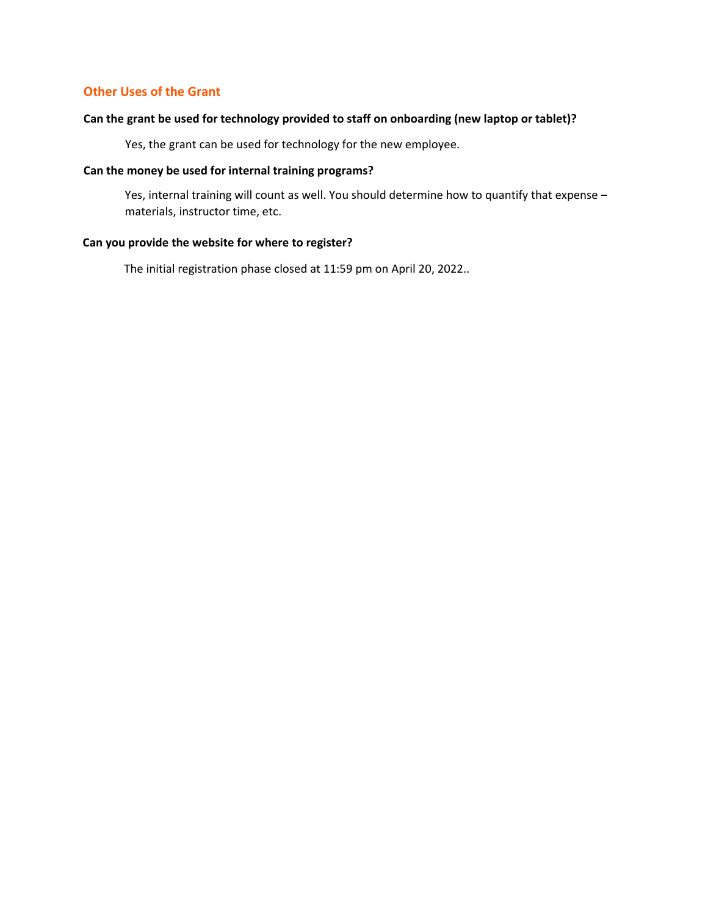## Other Uses of the Grant

**Can the grant be used for technology provided to staff on onboarding (new laptop or tablet)?**

Yes, the grant can be used for technology for the new employee.

**Can the money be used for internal training programs?**

Yes, internal training will count as well. You should determine how to quantify that expense – materials, instructor time, etc.

**Can you provide the website for where to register?**

The initial registration phase closed at 11:59 pm on April 20, 2022..